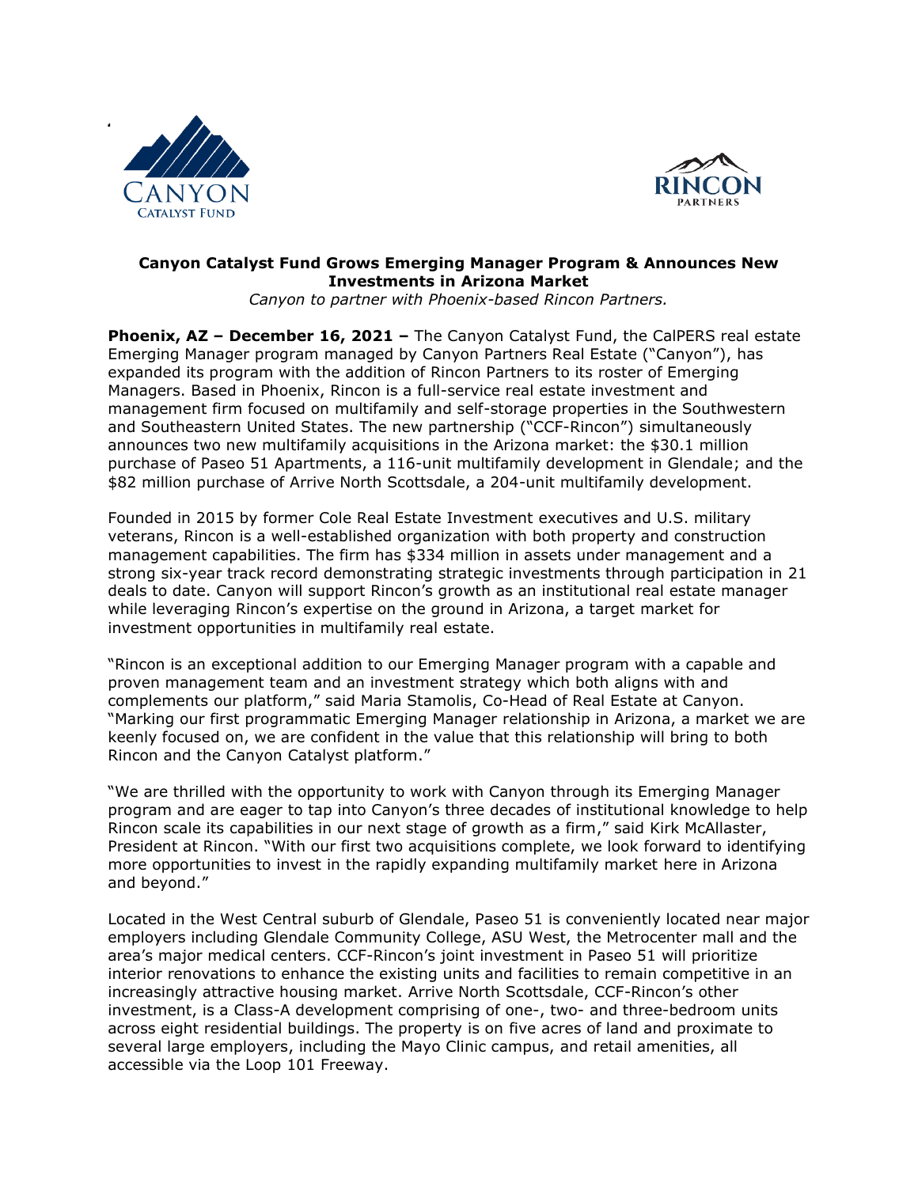# Canyon Catalyst Fund Grows Emerging Manager Program & Announces New Investments in Arizona Market

*Canyon to partner with Phoenix-based Rincon Partners.*

**Phoenix, AZ – December 16, 2021 –** The Canyon Catalyst Fund, the CalPERS real estate Emerging Manager program managed by Canyon Partners Real Estate ("Canyon"), has expanded its program with the addition of Rincon Partners to its roster of Emerging Managers. Based in Phoenix, Rincon is a full-service real estate investment and management firm focused on multifamily and self-storage properties in the Southwestern and Southeastern United States. The new partnership ("CCF-Rincon") simultaneously announces two new multifamily acquisitions in the Arizona market: the $30.1 million purchase of Paseo 51 Apartments, a 116-unit multifamily development in Glendale; and the $82 million purchase of Arrive North Scottsdale, a 204-unit multifamily development.

Founded in 2015 by former Cole Real Estate Investment executives and U.S. military veterans, Rincon is a well-established organization with both property and construction management capabilities. The firm has $334 million in assets under management and a strong six-year track record demonstrating strategic investments through participation in 21 deals to date. Canyon will support Rincon's growth as an institutional real estate manager while leveraging Rincon's expertise on the ground in Arizona, a target market for investment opportunities in multifamily real estate.

"Rincon is an exceptional addition to our Emerging Manager program with a capable and proven management team and an investment strategy which both aligns with and complements our platform," said Maria Stamolis, Co-Head of Real Estate at Canyon. "Marking our first programmatic Emerging Manager relationship in Arizona, a market we are keenly focused on, we are confident in the value that this relationship will bring to both Rincon and the Canyon Catalyst platform."

"We are thrilled with the opportunity to work with Canyon through its Emerging Manager program and are eager to tap into Canyon's three decades of institutional knowledge to help Rincon scale its capabilities in our next stage of growth as a firm," said Kirk McAllaster, President at Rincon. "With our first two acquisitions complete, we look forward to identifying more opportunities to invest in the rapidly expanding multifamily market here in Arizona and beyond."

Located in the West Central suburb of Glendale, Paseo 51 is conveniently located near major employers including Glendale Community College, ASU West, the Metrocenter mall and the area's major medical centers. CCF-Rincon's joint investment in Paseo 51 will prioritize interior renovations to enhance the existing units and facilities to remain competitive in an increasingly attractive housing market. Arrive North Scottsdale, CCF-Rincon's other investment, is a Class-A development comprising of one-, two- and three-bedroom units across eight residential buildings. The property is on five acres of land and proximate to several large employers, including the Mayo Clinic campus, and retail amenities, all accessible via the Loop 101 Freeway.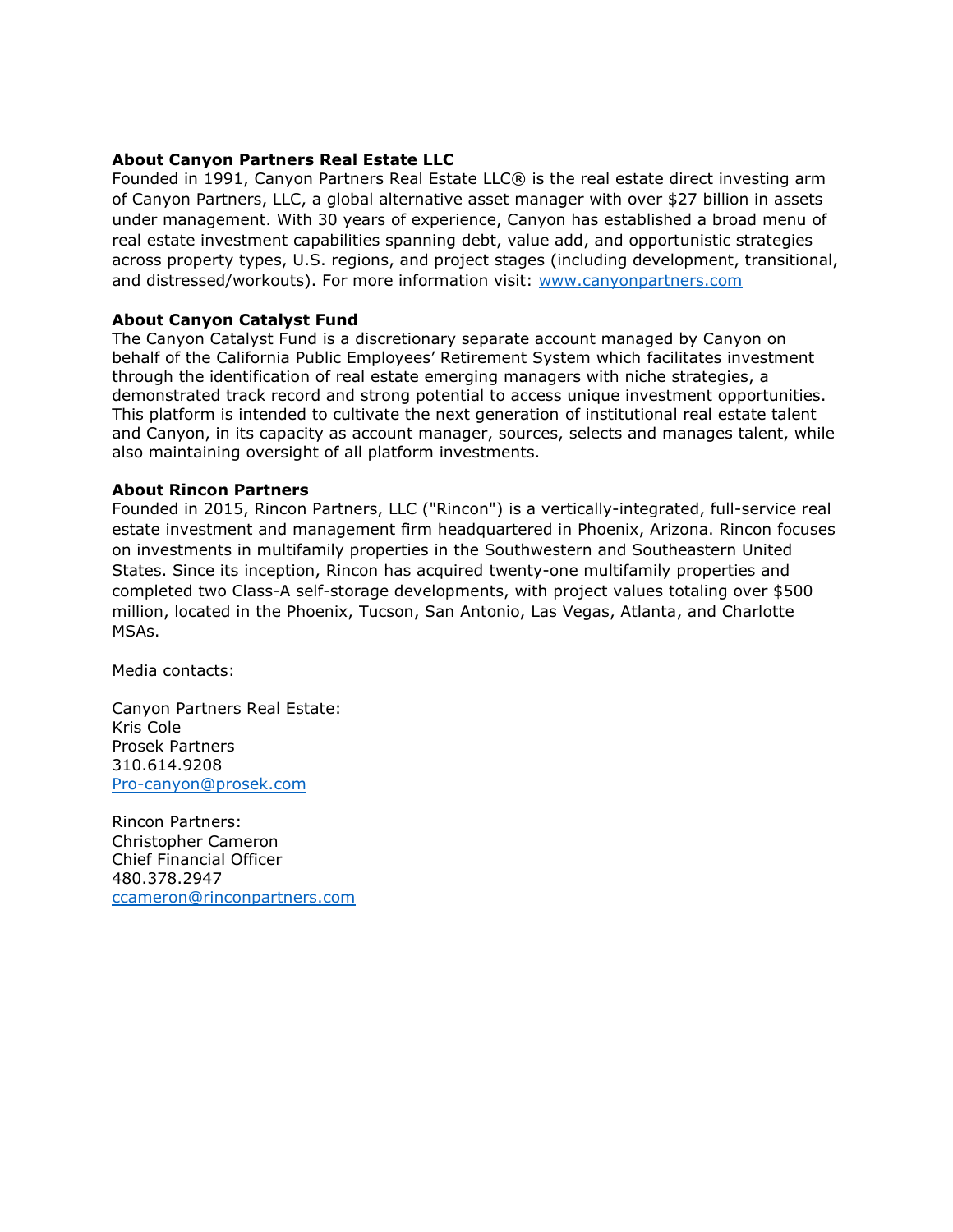**About Canyon Partners Real Estate LLC**
Founded in 1991, Canyon Partners Real Estate LLC® is the real estate direct investing arm of Canyon Partners, LLC, a global alternative asset manager with over $27 billion in assets under management. With 30 years of experience, Canyon has established a broad menu of real estate investment capabilities spanning debt, value add, and opportunistic strategies across property types, U.S. regions, and project stages (including development, transitional, and distressed/workouts). For more information visit: [www.canyonpartners.com](http://www.canyonpartners.com)

**About Canyon Catalyst Fund**
The Canyon Catalyst Fund is a discretionary separate account managed by Canyon on behalf of the California Public Employees' Retirement System which facilitates investment through the identification of real estate emerging managers with niche strategies, a demonstrated track record and strong potential to access unique investment opportunities. This platform is intended to cultivate the next generation of institutional real estate talent and Canyon, in its capacity as account manager, sources, selects and manages talent, while also maintaining oversight of all platform investments.

**About Rincon Partners**
Founded in 2015, Rincon Partners, LLC ("Rincon") is a vertically-integrated, full-service real estate investment and management firm headquartered in Phoenix, Arizona. Rincon focuses on investments in multifamily properties in the Southwestern and Southeastern United States. Since its inception, Rincon has acquired twenty-one multifamily properties and completed two Class-A self-storage developments, with project values totaling over $500 million, located in the Phoenix, Tucson, San Antonio, Las Vegas, Atlanta, and Charlotte MSAs.

<u>Media contacts:</u>

Canyon Partners Real Estate:
Kris Cole
Prosek Partners
310.614.9208
[Pro-canyon@prosek.com](mailto:Pro-canyon@prosek.com)

Rincon Partners:
Christopher Cameron
Chief Financial Officer
480.378.2947
[ccameron@rinconpartners.com](mailto:ccameron@rinconpartners.com)